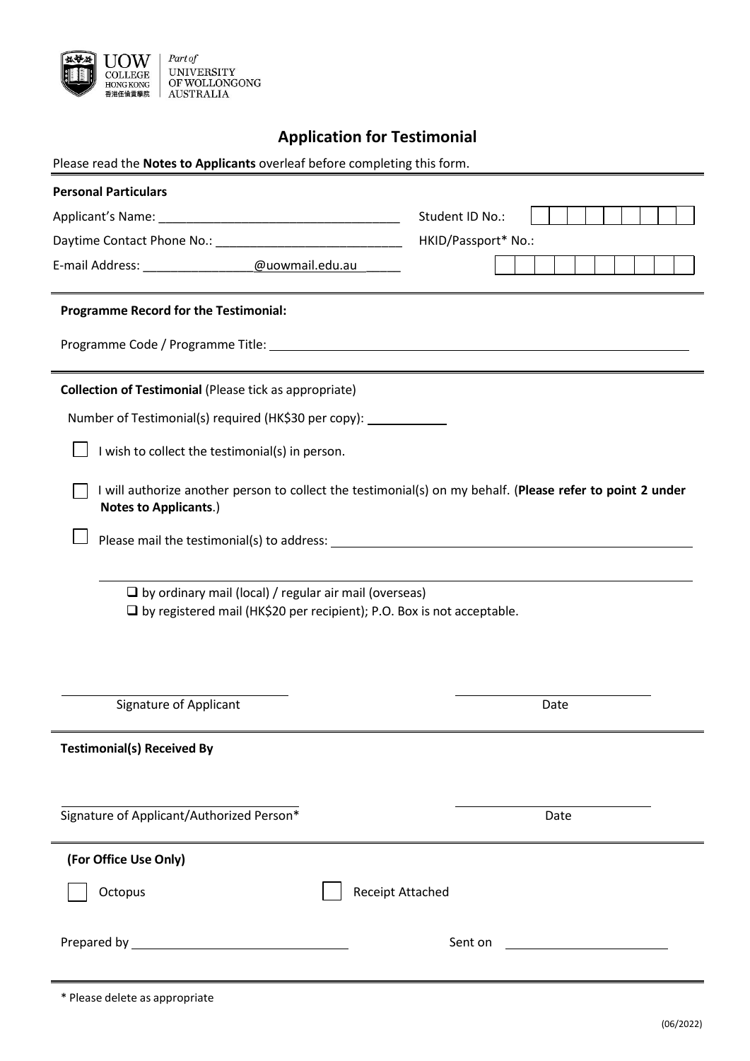UOW COLLEGE HONG KONG 香港伍倫貢學院 | Part of UNIVERSITY OF WOLLONGONG AUSTRALIA

# Application for Testimonial

Please read the **Notes to Applicants** overleaf before completing this form.

**Personal Particulars**

Applicant's Name: ____________________________________ Student ID No.: ☐☐☐☐☐☐☐☐☐

Daytime Contact Phone No.: ____________________________ HKID/Passport* No.: ☐☐☐☐☐☐☐☐☐☐

E-mail Address: ________________@uowmail.edu.au______

**Programme Record for the Testimonial:**

Programme Code / Programme Title: ____________________________________________

**Collection of Testimonial** (Please tick as appropriate)

Number of Testimonial(s) required (HK$30 per copy): ____________

☐ I wish to collect the testimonial(s) in person.

☐ I will authorize another person to collect the testimonial(s) on my behalf. (**Please refer to point 2 under Notes to Applicants**.)

☐ Please mail the testimonial(s) to address: ____________________________________________

____________________________________________

- ❑ by ordinary mail (local) / regular air mail (overseas)
- ❑ by registered mail (HK$20 per recipient); P.O. Box is not acceptable.

______________________ Signature of Applicant ______________________ Date

**Testimonial(s) Received By**

______________________ Signature of Applicant/Authorized Person* ______________________ Date

**(For Office Use Only)**

☐ Octopus ☐ Receipt Attached

Prepared by ______________________ Sent on ______________________

\* Please delete as appropriate

(06/2022)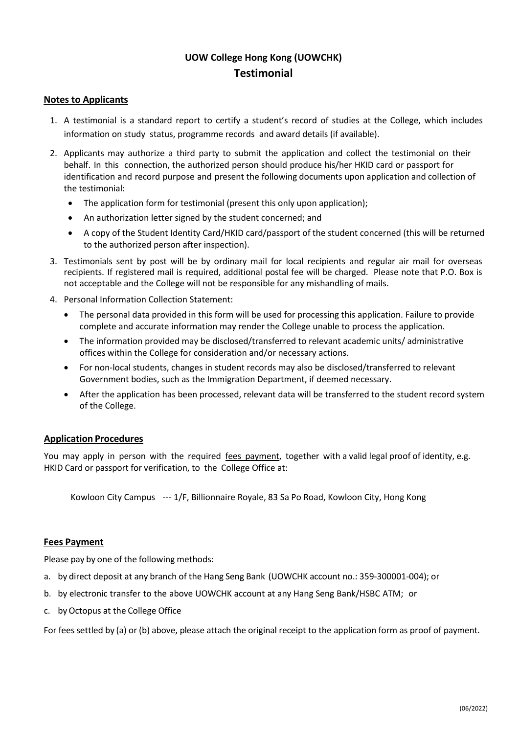**UOW College Hong Kong (UOWCHK)**

# Testimonial

## Notes to Applicants

1. A testimonial is a standard report to certify a student's record of studies at the College, which includes information on study status, programme records and award details (if available).
2. Applicants may authorize a third party to submit the application and collect the testimonial on their behalf. In this connection, the authorized person should produce his/her HKID card or passport for identification and record purpose and present the following documents upon application and collection of the testimonial:
   - The application form for testimonial (present this only upon application);
   - An authorization letter signed by the student concerned; and
   - A copy of the Student Identity Card/HKID card/passport of the student concerned (this will be returned to the authorized person after inspection).
3. Testimonials sent by post will be by ordinary mail for local recipients and regular air mail for overseas recipients. If registered mail is required, additional postal fee will be charged. Please note that P.O. Box is not acceptable and the College will not be responsible for any mishandling of mails.
4. Personal Information Collection Statement:
   - The personal data provided in this form will be used for processing this application. Failure to provide complete and accurate information may render the College unable to process the application.
   - The information provided may be disclosed/transferred to relevant academic units/ administrative offices within the College for consideration and/or necessary actions.
   - For non-local students, changes in student records may also be disclosed/transferred to relevant Government bodies, such as the Immigration Department, if deemed necessary.
   - After the application has been processed, relevant data will be transferred to the student record system of the College.

## Application Procedures

You may apply in person with the required fees payment, together with a valid legal proof of identity, e.g. HKID Card or passport for verification, to the College Office at:

Kowloon City Campus --- 1/F, Billionnaire Royale, 83 Sa Po Road, Kowloon City, Hong Kong

## Fees Payment

Please pay by one of the following methods:

a. by direct deposit at any branch of the Hang Seng Bank (UOWCHK account no.: 359-300001-004); or

b. by electronic transfer to the above UOWCHK account at any Hang Seng Bank/HSBC ATM; or

c. by Octopus at the College Office

For fees settled by (a) or (b) above, please attach the original receipt to the application form as proof of payment.

(06/2022)